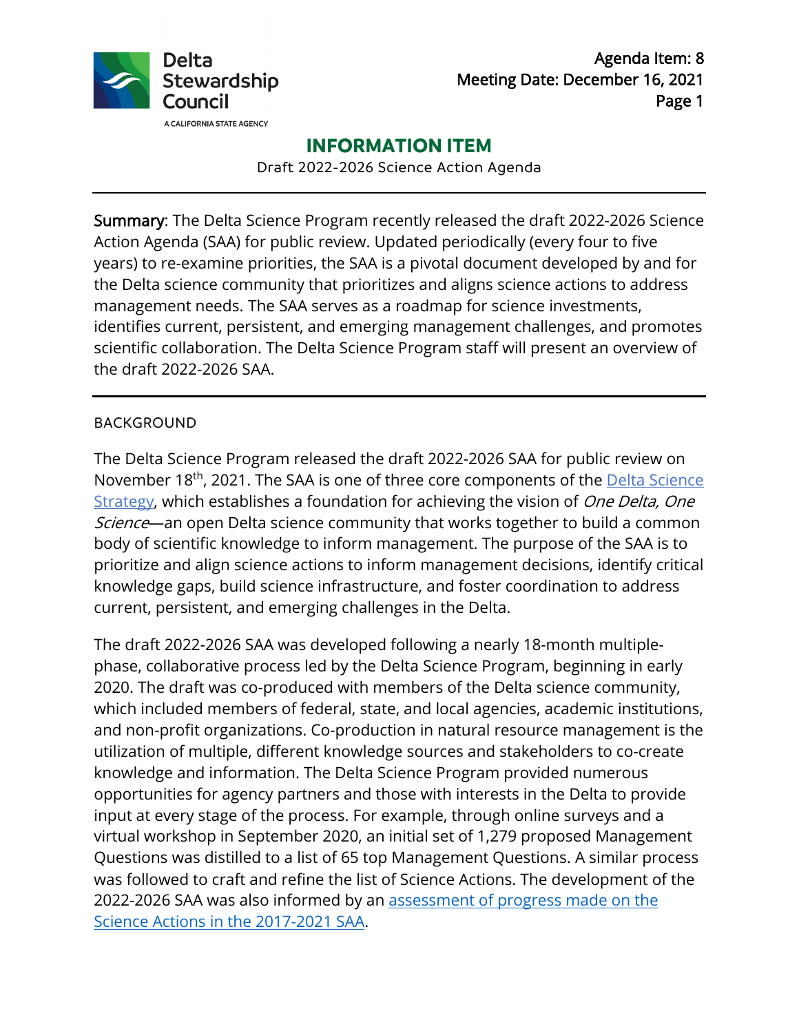Delta Stewardship Council

A CALIFORNIA STATE AGENCY

Agenda Item: 8
Meeting Date: December 16, 2021

# INFORMATION ITEM

Draft 2022-2026 Science Action Agenda

---

**Summary**: The Delta Science Program recently released the draft 2022-2026 Science Action Agenda (SAA) for public review. Updated periodically (every four to five years) to re-examine priorities, the SAA is a pivotal document developed by and for the Delta science community that prioritizes and aligns science actions to address management needs. The SAA serves as a roadmap for science investments, identifies current, persistent, and emerging management challenges, and promotes scientific collaboration. The Delta Science Program staff will present an overview of the draft 2022-2026 SAA.

---

## BACKGROUND

The Delta Science Program released the draft 2022-2026 SAA for public review on November 18th, 2021. The SAA is one of three core components of the [Delta Science Strategy](), which establishes a foundation for achieving the vision of *One Delta, One Science*—an open Delta science community that works together to build a common body of scientific knowledge to inform management. The purpose of the SAA is to prioritize and align science actions to inform management decisions, identify critical knowledge gaps, build science infrastructure, and foster coordination to address current, persistent, and emerging challenges in the Delta.

The draft 2022-2026 SAA was developed following a nearly 18-month multiple-phase, collaborative process led by the Delta Science Program, beginning in early 2020. The draft was co-produced with members of the Delta science community, which included members of federal, state, and local agencies, academic institutions, and non-profit organizations. Co-production in natural resource management is the utilization of multiple, different knowledge sources and stakeholders to co-create knowledge and information. The Delta Science Program provided numerous opportunities for agency partners and those with interests in the Delta to provide input at every stage of the process. For example, through online surveys and a virtual workshop in September 2020, an initial set of 1,279 proposed Management Questions was distilled to a list of 65 top Management Questions. A similar process was followed to craft and refine the list of Science Actions. The development of the 2022-2026 SAA was also informed by an [assessment of progress made on the Science Actions in the 2017-2021 SAA]().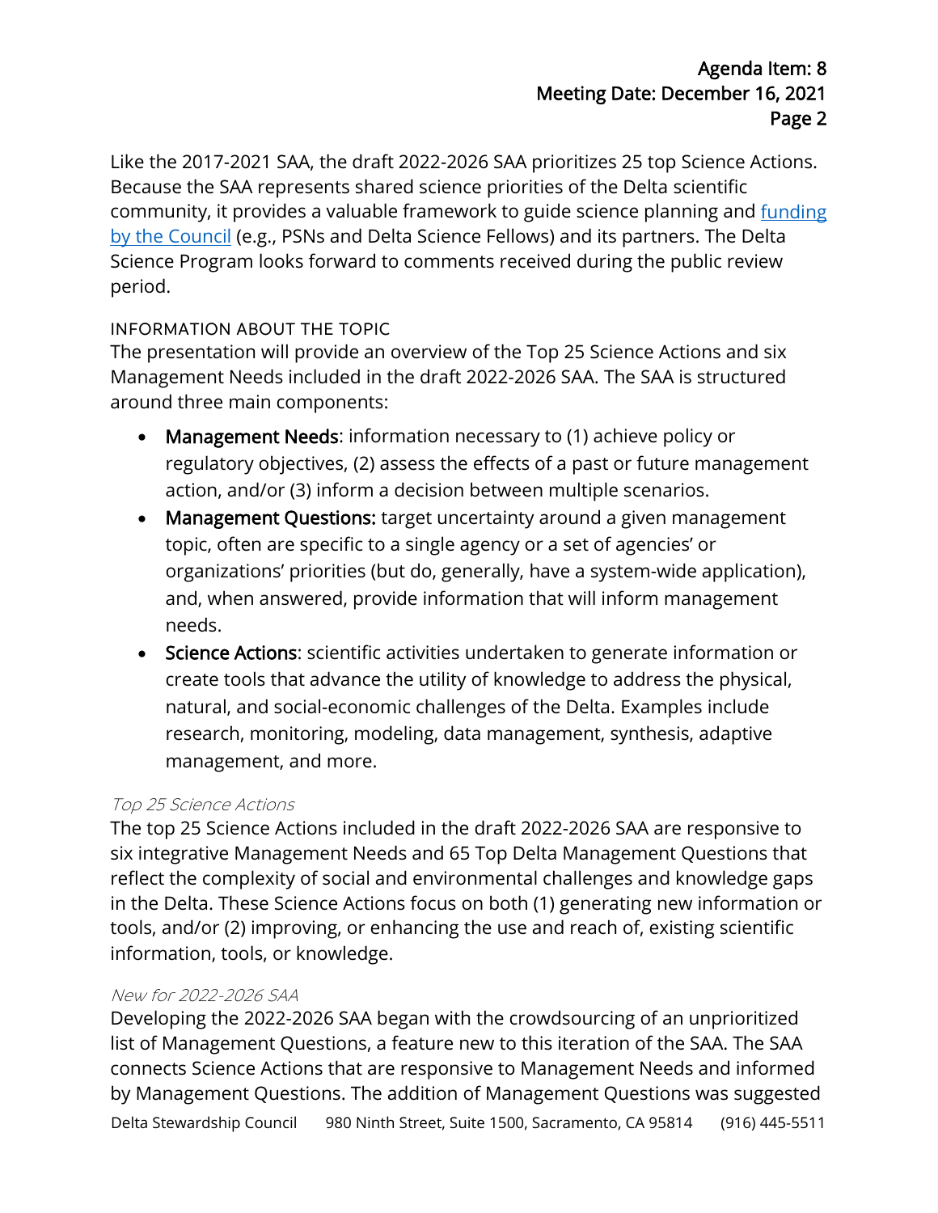Like the 2017-2021 SAA, the draft 2022-2026 SAA prioritizes 25 top Science Actions. Because the SAA represents shared science priorities of the Delta scientific community, it provides a valuable framework to guide science planning and [funding by the Council](funding by the Council) (e.g., PSNs and Delta Science Fellows) and its partners. The Delta Science Program looks forward to comments received during the public review period.

### INFORMATION ABOUT THE TOPIC

The presentation will provide an overview of the Top 25 Science Actions and six Management Needs included in the draft 2022-2026 SAA. The SAA is structured around three main components:

- **Management Needs**: information necessary to (1) achieve policy or regulatory objectives, (2) assess the effects of a past or future management action, and/or (3) inform a decision between multiple scenarios.
- **Management Questions:** target uncertainty around a given management topic, often are specific to a single agency or a set of agencies' or organizations' priorities (but do, generally, have a system-wide application), and, when answered, provide information that will inform management needs.
- **Science Actions**: scientific activities undertaken to generate information or create tools that advance the utility of knowledge to address the physical, natural, and social-economic challenges of the Delta. Examples include research, monitoring, modeling, data management, synthesis, adaptive management, and more.

#### *Top 25 Science Actions*

The top 25 Science Actions included in the draft 2022-2026 SAA are responsive to six integrative Management Needs and 65 Top Delta Management Questions that reflect the complexity of social and environmental challenges and knowledge gaps in the Delta. These Science Actions focus on both (1) generating new information or tools, and/or (2) improving, or enhancing the use and reach of, existing scientific information, tools, or knowledge.

#### *New for 2022-2026 SAA*

Developing the 2022-2026 SAA began with the crowdsourcing of an unprioritized list of Management Questions, a feature new to this iteration of the SAA. The SAA connects Science Actions that are responsive to Management Needs and informed by Management Questions. The addition of Management Questions was suggested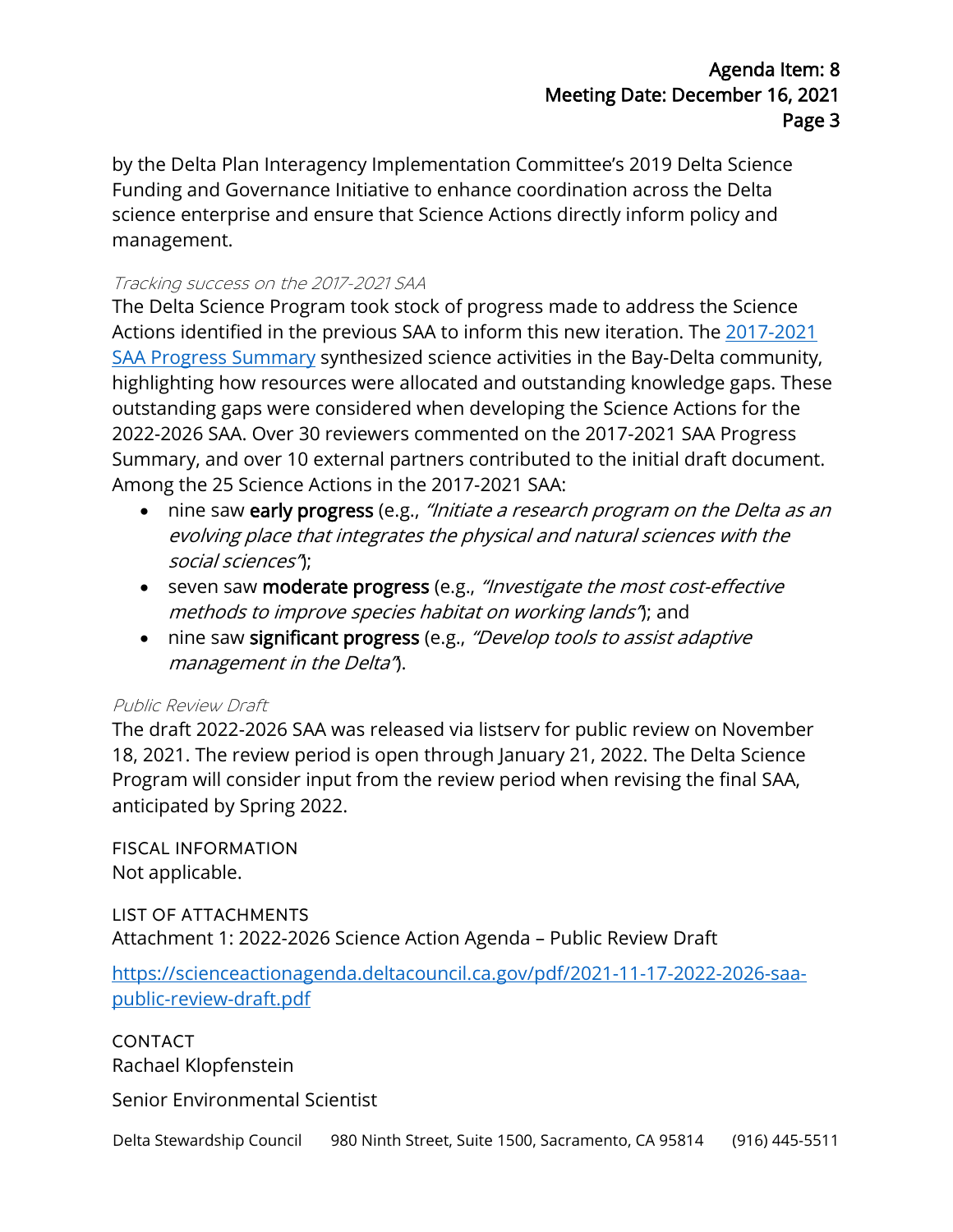by the Delta Plan Interagency Implementation Committee's 2019 Delta Science Funding and Governance Initiative to enhance coordination across the Delta science enterprise and ensure that Science Actions directly inform policy and management.

*Tracking success on the 2017-2021 SAA*

The Delta Science Program took stock of progress made to address the Science Actions identified in the previous SAA to inform this new iteration. The [2017-2021 SAA Progress Summary]() synthesized science activities in the Bay-Delta community, highlighting how resources were allocated and outstanding knowledge gaps. These outstanding gaps were considered when developing the Science Actions for the 2022-2026 SAA. Over 30 reviewers commented on the 2017-2021 SAA Progress Summary, and over 10 external partners contributed to the initial draft document. Among the 25 Science Actions in the 2017-2021 SAA:

- nine saw **early progress** (e.g., *"Initiate a research program on the Delta as an evolving place that integrates the physical and natural sciences with the social sciences"*);
- seven saw **moderate progress** (e.g., *"Investigate the most cost-effective methods to improve species habitat on working lands"*); and
- nine saw **significant progress** (e.g., *"Develop tools to assist adaptive management in the Delta"*).

*Public Review Draft*

The draft 2022-2026 SAA was released via listserv for public review on November 18, 2021. The review period is open through January 21, 2022. The Delta Science Program will consider input from the review period when revising the final SAA, anticipated by Spring 2022.

FISCAL INFORMATION

Not applicable.

LIST OF ATTACHMENTS

Attachment 1: 2022-2026 Science Action Agenda – Public Review Draft

https://scienceactionagenda.deltacouncil.ca.gov/pdf/2021-11-17-2022-2026-saa-public-review-draft.pdf

CONTACT

Rachael Klopfenstein

Senior Environmental Scientist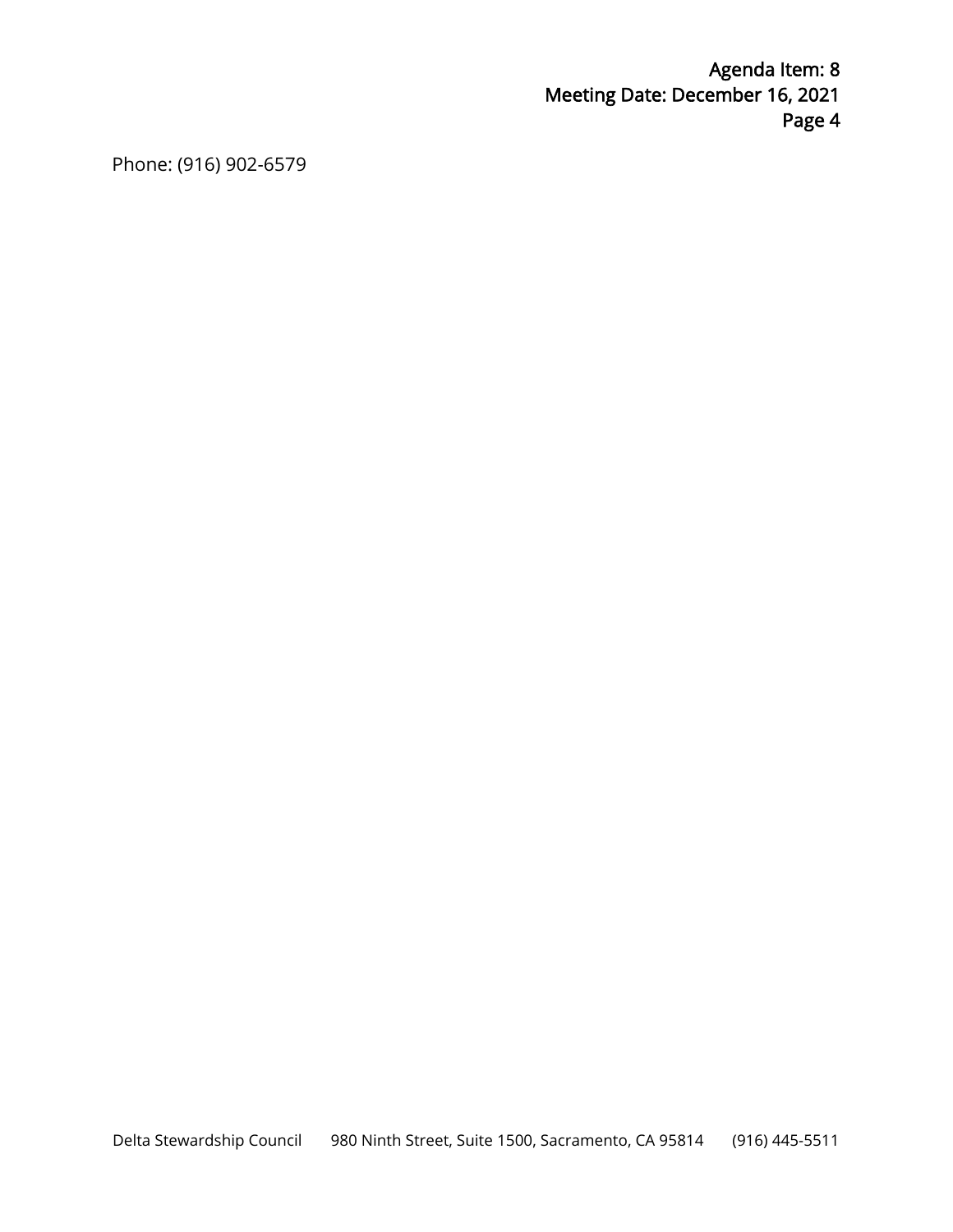Phone: (916) 902-6579